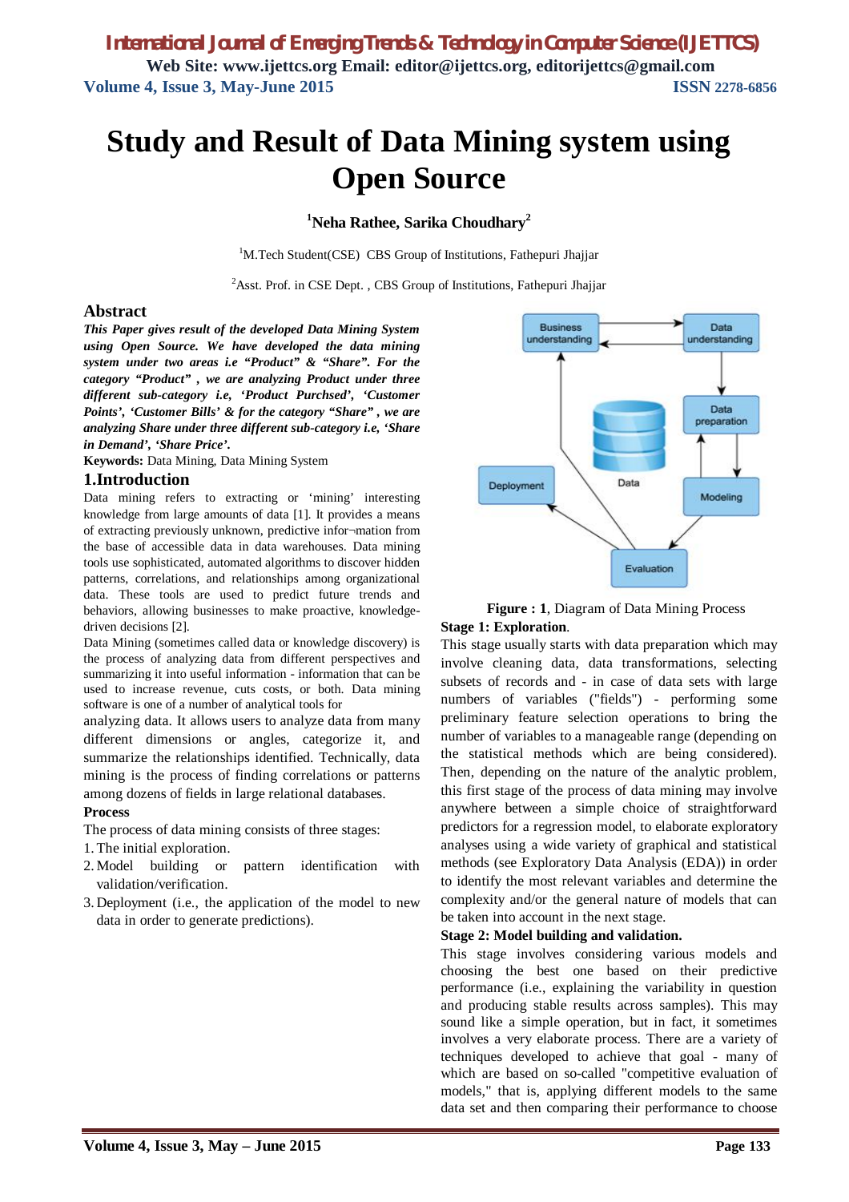# Study and Result of Data Mining system using Open Source

**[1]Neha Rathee, Sarika Choudhary[2]**

[1]M.Tech Student(CSE) CBS Group of Institutions, Fathepuri Jhajjar

[2]Asst. Prof. in CSE Dept. , CBS Group of Institutions, Fathepuri Jhajjar

## Abstract

***This Paper gives result of the developed Data Mining System using Open Source. We have developed the data mining system under two areas i.e "Product" & "Share". For the category "Product" , we are analyzing Product under three different sub-category i.e, 'Product Purchsed', 'Customer Points', 'Customer Bills' & for the category "Share" , we are analyzing Share under three different sub-category i.e, 'Share in Demand', 'Share Price'.***

**Keywords:** Data Mining, Data Mining System

## 1.Introduction

Data mining refers to extracting or 'mining' interesting knowledge from large amounts of data [1]. It provides a means of extracting previously unknown, predictive infor¬mation from the base of accessible data in data warehouses. Data mining tools use sophisticated, automated algorithms to discover hidden patterns, correlations, and relationships among organizational data. These tools are used to predict future trends and behaviors, allowing businesses to make proactive, knowledge-driven decisions [2].

Data Mining (sometimes called data or knowledge discovery) is the process of analyzing data from different perspectives and summarizing it into useful information - information that can be used to increase revenue, cuts costs, or both. Data mining software is one of a number of analytical tools for analyzing data. It allows users to analyze data from many different dimensions or angles, categorize it, and summarize the relationships identified. Technically, data mining is the process of finding correlations or patterns among dozens of fields in large relational databases.

**Process**

The process of data mining consists of three stages:

1. The initial exploration.
2. Model building or pattern identification with validation/verification.
3. Deployment (i.e., the application of the model to new data in order to generate predictions).

**Figure : 1**, Diagram of Data Mining Process

**Stage 1: Exploration**.

This stage usually starts with data preparation which may involve cleaning data, data transformations, selecting subsets of records and - in case of data sets with large numbers of variables ("fields") - performing some preliminary feature selection operations to bring the number of variables to a manageable range (depending on the statistical methods which are being considered). Then, depending on the nature of the analytic problem, this first stage of the process of data mining may involve anywhere between a simple choice of straightforward predictors for a regression model, to elaborate exploratory analyses using a wide variety of graphical and statistical methods (see Exploratory Data Analysis (EDA)) in order to identify the most relevant variables and determine the complexity and/or the general nature of models that can be taken into account in the next stage.

**Stage 2: Model building and validation.**

This stage involves considering various models and choosing the best one based on their predictive performance (i.e., explaining the variability in question and producing stable results across samples). This may sound like a simple operation, but in fact, it sometimes involves a very elaborate process. There are a variety of techniques developed to achieve that goal - many of which are based on so-called "competitive evaluation of models," that is, applying different models to the same data set and then comparing their performance to choose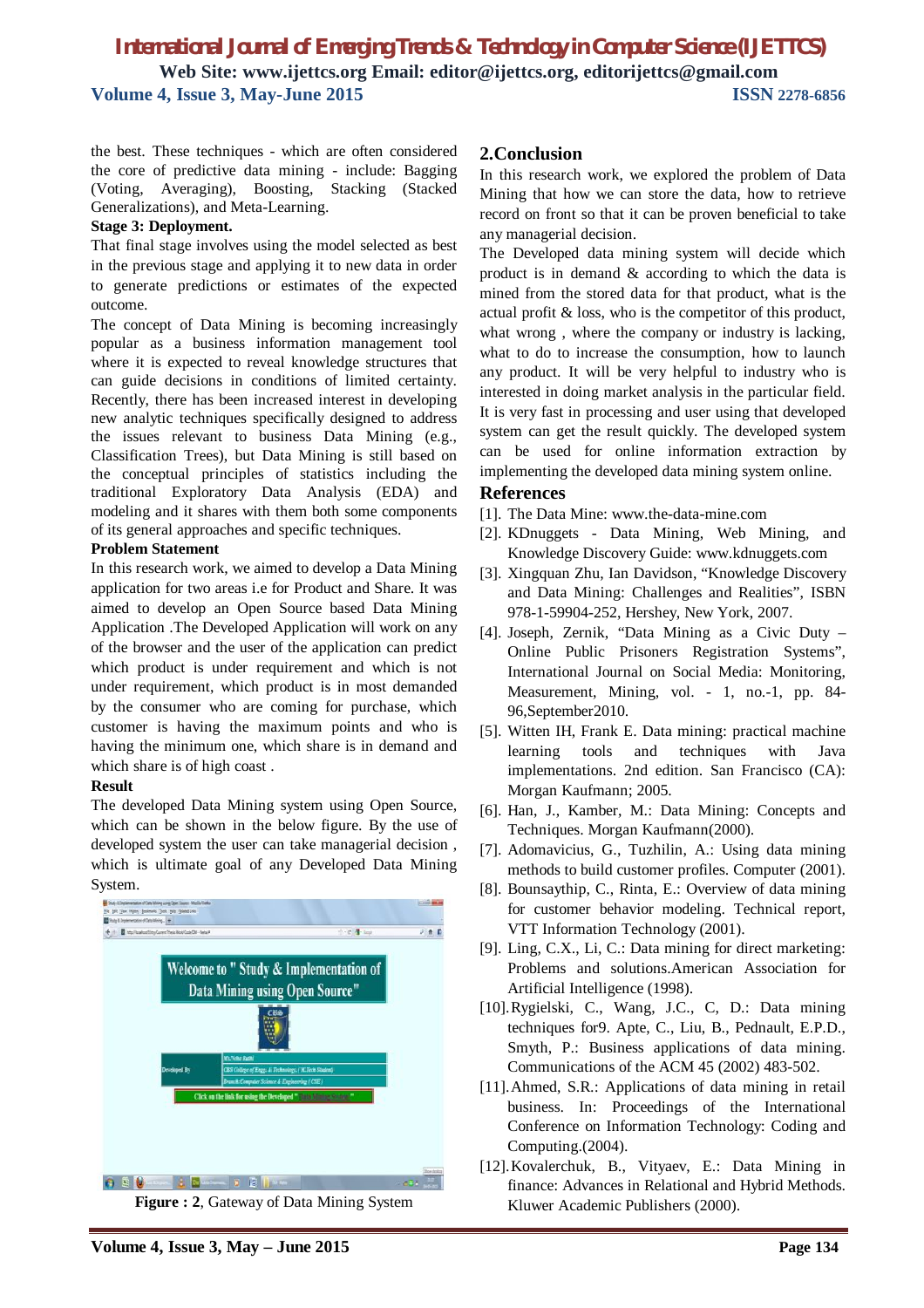the best. These techniques - which are often considered the core of predictive data mining - include: Bagging (Voting, Averaging), Boosting, Stacking (Stacked Generalizations), and Meta-Learning.

**Stage 3: Deployment.**

That final stage involves using the model selected as best in the previous stage and applying it to new data in order to generate predictions or estimates of the expected outcome.

The concept of Data Mining is becoming increasingly popular as a business information management tool where it is expected to reveal knowledge structures that can guide decisions in conditions of limited certainty. Recently, there has been increased interest in developing new analytic techniques specifically designed to address the issues relevant to business Data Mining (e.g., Classification Trees), but Data Mining is still based on the conceptual principles of statistics including the traditional Exploratory Data Analysis (EDA) and modeling and it shares with them both some components of its general approaches and specific techniques.

**Problem Statement**

In this research work, we aimed to develop a Data Mining application for two areas i.e for Product and Share. It was aimed to develop an Open Source based Data Mining Application .The Developed Application will work on any of the browser and the user of the application can predict which product is under requirement and which is not under requirement, which product is in most demanded by the consumer who are coming for purchase, which customer is having the maximum points and who is having the minimum one, which share is in demand and which share is of high coast .

**Result**

The developed Data Mining system using Open Source, which can be shown in the below figure. By the use of developed system the user can take managerial decision , which is ultimate goal of any Developed Data Mining System.

**Figure : 2**, Gateway of Data Mining System

## 2.Conclusion

In this research work, we explored the problem of Data Mining that how we can store the data, how to retrieve record on front so that it can be proven beneficial to take any managerial decision.

The Developed data mining system will decide which product is in demand & according to which the data is mined from the stored data for that product, what is the actual profit & loss, who is the competitor of this product, what wrong , where the company or industry is lacking, what to do to increase the consumption, how to launch any product. It will be very helpful to industry who is interested in doing market analysis in the particular field. It is very fast in processing and user using that developed system can get the result quickly. The developed system can be used for online information extraction by implementing the developed data mining system online.

## References

[1]. The Data Mine: www.the-data-mine.com

[2]. KDnuggets - Data Mining, Web Mining, and Knowledge Discovery Guide: www.kdnuggets.com

[3]. Xingquan Zhu, Ian Davidson, “Knowledge Discovery and Data Mining: Challenges and Realities”, ISBN 978-1-59904-252, Hershey, New York, 2007.

[4]. Joseph, Zernik, “Data Mining as a Civic Duty – Online Public Prisoners Registration Systems”, International Journal on Social Media: Monitoring, Measurement, Mining, vol. - 1, no.-1, pp. 84-96,September2010.

[5]. Witten IH, Frank E. Data mining: practical machine learning tools and techniques with Java implementations. 2nd edition. San Francisco (CA): Morgan Kaufmann; 2005.

[6]. Han, J., Kamber, M.: Data Mining: Concepts and Techniques. Morgan Kaufmann(2000).

[7]. Adomavicius, G., Tuzhilin, A.: Using data mining methods to build customer profiles. Computer (2001).

[8]. Bounsaythip, C., Rinta, E.: Overview of data mining for customer behavior modeling. Technical report, VTT Information Technology (2001).

[9]. Ling, C.X., Li, C.: Data mining for direct marketing: Problems and solutions.American Association for Artificial Intelligence (1998).

[10].Rygielski, C., Wang, J.C., C, D.: Data mining techniques for9. Apte, C., Liu, B., Pednault, E.P.D., Smyth, P.: Business applications of data mining. Communications of the ACM 45 (2002) 483-502.

[11].Ahmed, S.R.: Applications of data mining in retail business. In: Proceedings of the International Conference on Information Technology: Coding and Computing.(2004).

[12].Kovalerchuk, B., Vityaev, E.: Data Mining in finance: Advances in Relational and Hybrid Methods. Kluwer Academic Publishers (2000).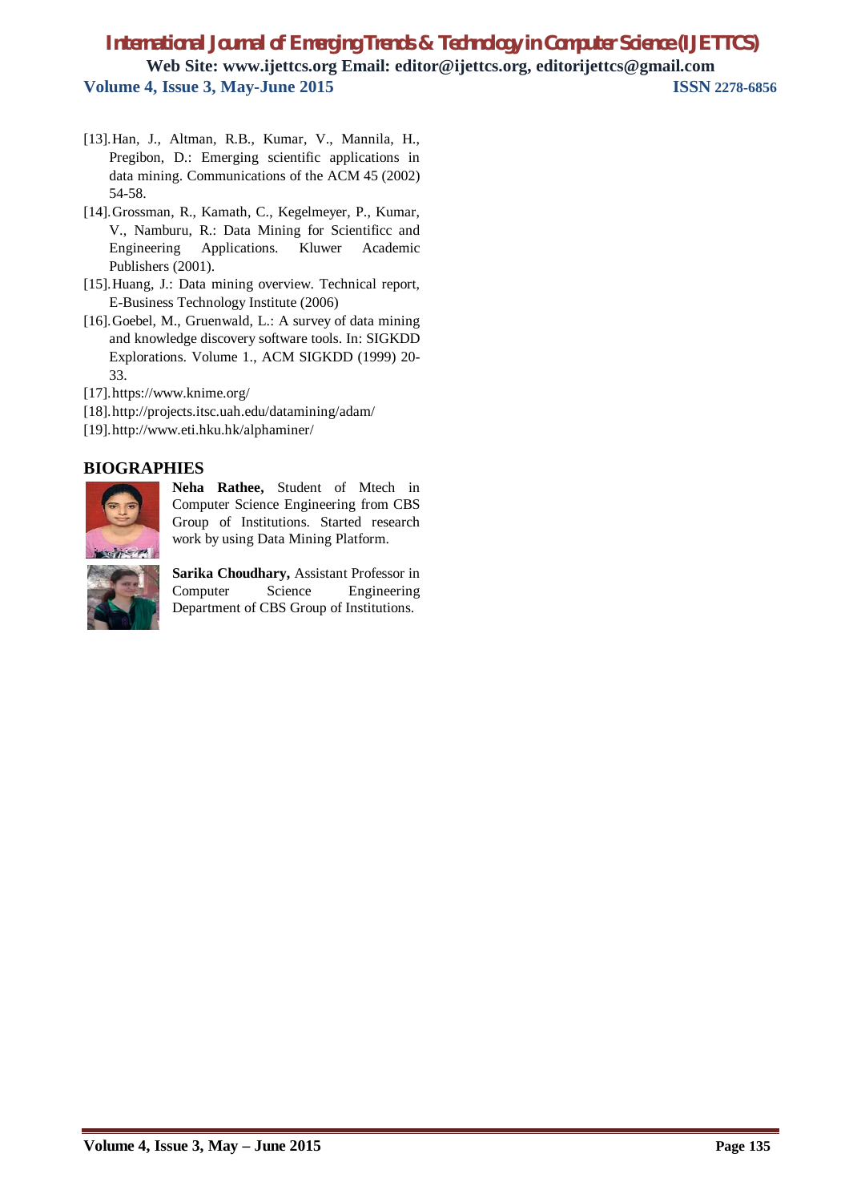[13]. Han, J., Altman, R.B., Kumar, V., Mannila, H., Pregibon, D.: Emerging scientific applications in data mining. Communications of the ACM 45 (2002) 54-58.

[14]. Grossman, R., Kamath, C., Kegelmeyer, P., Kumar, V., Namburu, R.: Data Mining for Scientificc and Engineering Applications. Kluwer Academic Publishers (2001).

[15]. Huang, J.: Data mining overview. Technical report, E-Business Technology Institute (2006)

[16]. Goebel, M., Gruenwald, L.: A survey of data mining and knowledge discovery software tools. In: SIGKDD Explorations. Volume 1., ACM SIGKDD (1999) 20-33.

[17]. https://www.knime.org/

[18]. http://projects.itsc.uah.edu/datamining/adam/

[19]. http://www.eti.hku.hk/alphaminer/

## BIOGRAPHIES

**Neha Rathee,** Student of Mtech in Computer Science Engineering from CBS Group of Institutions. Started research work by using Data Mining Platform.

**Sarika Choudhary,** Assistant Professor in Computer Science Engineering Department of CBS Group of Institutions.